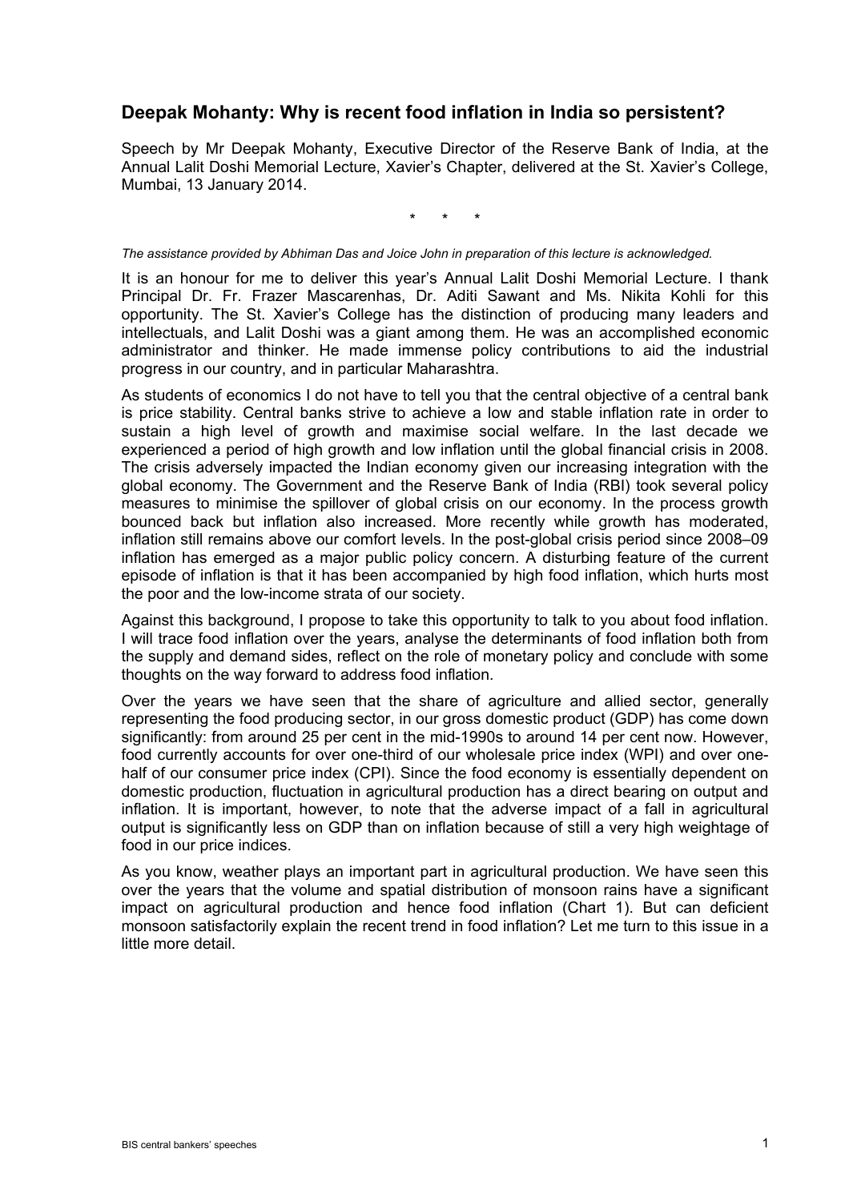# Deepak Mohanty: Why is recent food inflation in India so persistent?

Speech by Mr Deepak Mohanty, Executive Director of the Reserve Bank of India, at the Annual Lalit Doshi Memorial Lecture, Xavier's Chapter, delivered at the St. Xavier's College, Mumbai, 13 January 2014.

\* \* \*

*The assistance provided by Abhiman Das and Joice John in preparation of this lecture is acknowledged.*

It is an honour for me to deliver this year's Annual Lalit Doshi Memorial Lecture. I thank Principal Dr. Fr. Frazer Mascarenhas, Dr. Aditi Sawant and Ms. Nikita Kohli for this opportunity. The St. Xavier's College has the distinction of producing many leaders and intellectuals, and Lalit Doshi was a giant among them. He was an accomplished economic administrator and thinker. He made immense policy contributions to aid the industrial progress in our country, and in particular Maharashtra.

As students of economics I do not have to tell you that the central objective of a central bank is price stability. Central banks strive to achieve a low and stable inflation rate in order to sustain a high level of growth and maximise social welfare. In the last decade we experienced a period of high growth and low inflation until the global financial crisis in 2008. The crisis adversely impacted the Indian economy given our increasing integration with the global economy. The Government and the Reserve Bank of India (RBI) took several policy measures to minimise the spillover of global crisis on our economy. In the process growth bounced back but inflation also increased. More recently while growth has moderated, inflation still remains above our comfort levels. In the post-global crisis period since 2008–09 inflation has emerged as a major public policy concern. A disturbing feature of the current episode of inflation is that it has been accompanied by high food inflation, which hurts most the poor and the low-income strata of our society.

Against this background, I propose to take this opportunity to talk to you about food inflation. I will trace food inflation over the years, analyse the determinants of food inflation both from the supply and demand sides, reflect on the role of monetary policy and conclude with some thoughts on the way forward to address food inflation.

Over the years we have seen that the share of agriculture and allied sector, generally representing the food producing sector, in our gross domestic product (GDP) has come down significantly: from around 25 per cent in the mid-1990s to around 14 per cent now. However, food currently accounts for over one-third of our wholesale price index (WPI) and over one-half of our consumer price index (CPI). Since the food economy is essentially dependent on domestic production, fluctuation in agricultural production has a direct bearing on output and inflation. It is important, however, to note that the adverse impact of a fall in agricultural output is significantly less on GDP than on inflation because of still a very high weightage of food in our price indices.

As you know, weather plays an important part in agricultural production. We have seen this over the years that the volume and spatial distribution of monsoon rains have a significant impact on agricultural production and hence food inflation (Chart 1). But can deficient monsoon satisfactorily explain the recent trend in food inflation? Let me turn to this issue in a little more detail.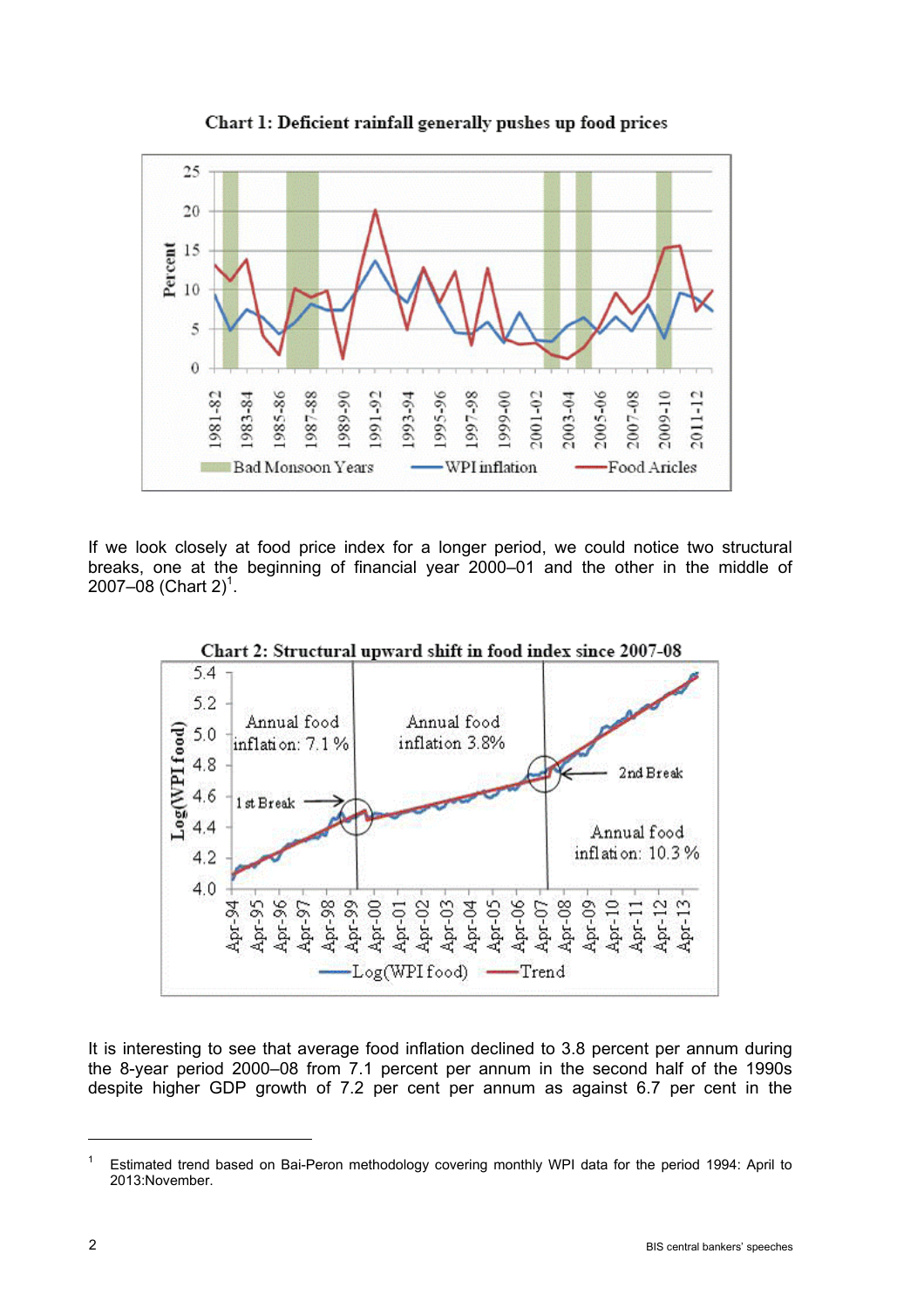Chart 1: Deficient rainfall generally pushes up food prices

If we look closely at food price index for a longer period, we could notice two structural breaks, one at the beginning of financial year 2000–01 and the other in the middle of 2007–08 (Chart 2)[1].

Chart 2: Structural upward shift in food index since 2007-08

It is interesting to see that average food inflation declined to 3.8 percent per annum during the 8-year period 2000–08 from 7.1 percent per annum in the second half of the 1990s despite higher GDP growth of 7.2 per cent per annum as against 6.7 per cent in the

---

[1] Estimated trend based on Bai-Peron methodology covering monthly WPI data for the period 1994: April to 2013:November.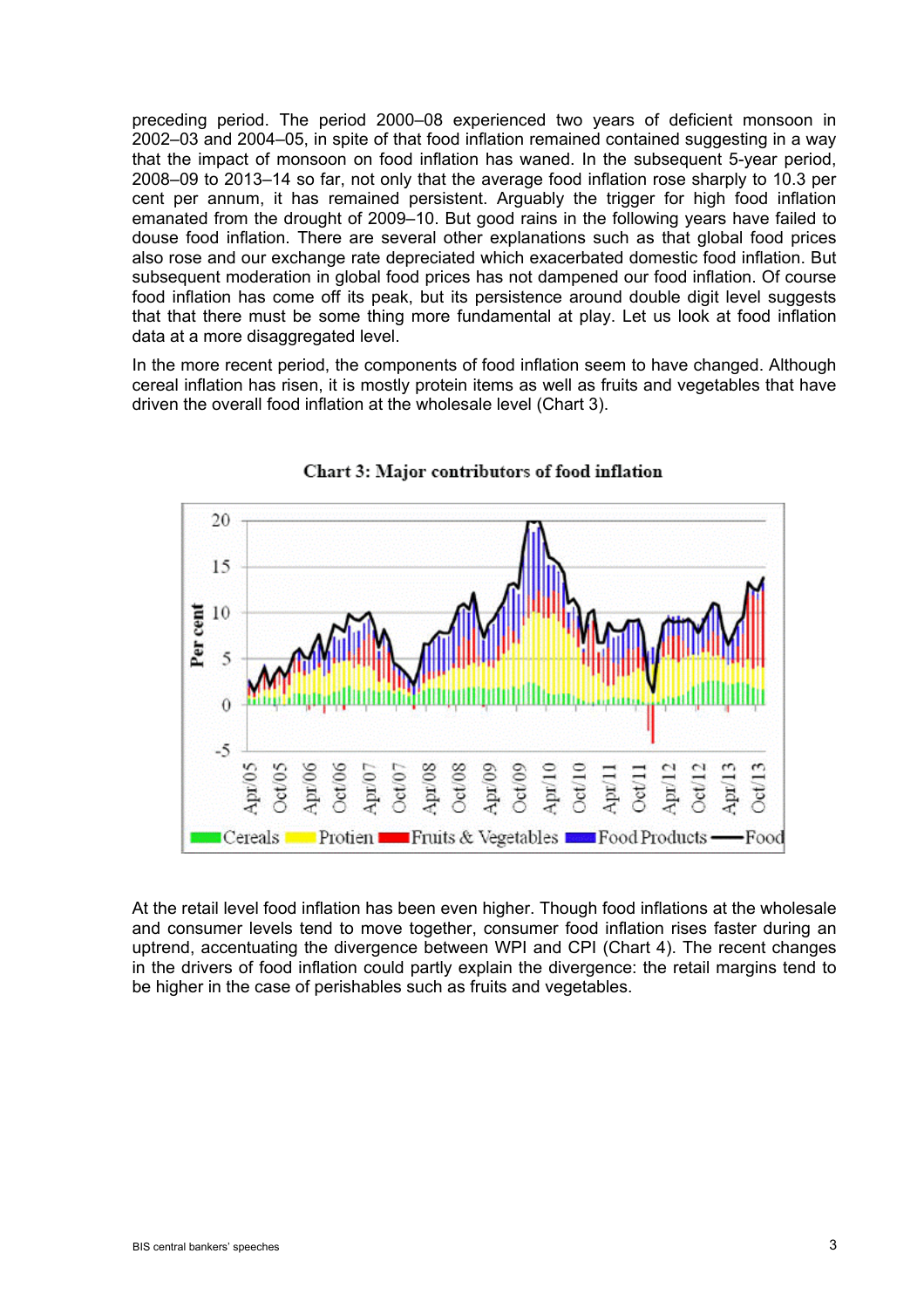preceding period. The period 2000–08 experienced two years of deficient monsoon in 2002–03 and 2004–05, in spite of that food inflation remained contained suggesting in a way that the impact of monsoon on food inflation has waned. In the subsequent 5-year period, 2008–09 to 2013–14 so far, not only that the average food inflation rose sharply to 10.3 per cent per annum, it has remained persistent. Arguably the trigger for high food inflation emanated from the drought of 2009–10. But good rains in the following years have failed to douse food inflation. There are several other explanations such as that global food prices also rose and our exchange rate depreciated which exacerbated domestic food inflation. But subsequent moderation in global food prices has not dampened our food inflation. Of course food inflation has come off its peak, but its persistence around double digit level suggests that that there must be some thing more fundamental at play. Let us look at food inflation data at a more disaggregated level.

In the more recent period, the components of food inflation seem to have changed. Although cereal inflation has risen, it is mostly protein items as well as fruits and vegetables that have driven the overall food inflation at the wholesale level (Chart 3).

**Chart 3: Major contributors of food inflation**

At the retail level food inflation has been even higher. Though food inflations at the wholesale and consumer levels tend to move together, consumer food inflation rises faster during an uptrend, accentuating the divergence between WPI and CPI (Chart 4). The recent changes in the drivers of food inflation could partly explain the divergence: the retail margins tend to be higher in the case of perishables such as fruits and vegetables.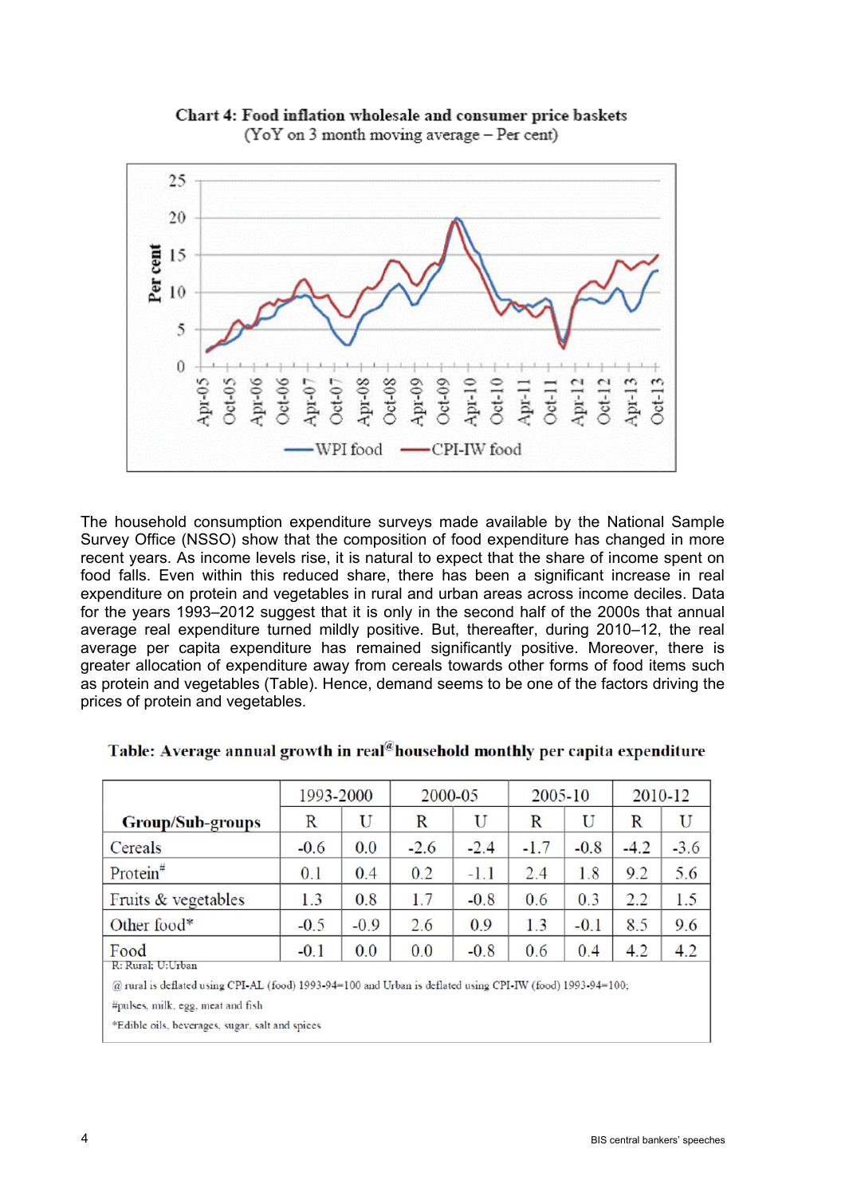**Chart 4: Food inflation wholesale and consumer price baskets**
(YoY on 3 month moving average – Per cent)

The household consumption expenditure surveys made available by the National Sample Survey Office (NSSO) show that the composition of food expenditure has changed in more recent years. As income levels rise, it is natural to expect that the share of income spent on food falls. Even within this reduced share, there has been a significant increase in real expenditure on protein and vegetables in rural and urban areas across income deciles. Data for the years 1993–2012 suggest that it is only in the second half of the 2000s that annual average real expenditure turned mildly positive. But, thereafter, during 2010–12, the real average per capita expenditure has remained significantly positive. Moreover, there is greater allocation of expenditure away from cereals towards other forms of food items such as protein and vegetables (Table). Hence, demand seems to be one of the factors driving the prices of protein and vegetables.

**Table: Average annual growth in real[@] household monthly per capita expenditure**

| Group/Sub-groups | 1993-2000 | | 2000-05 | | 2005-10 | | 2010-12 | |
|---|---|---|---|---|---|---|---|---|
| | R | U | R | U | R | U | R | U |
| Cereals | -0.6 | 0.0 | -2.6 | -2.4 | -1.7 | -0.8 | -4.2 | -3.6 |
| Protein[#] | 0.1 | 0.4 | 0.2 | -1.1 | 2.4 | 1.8 | 9.2 | 5.6 |
| Fruits & vegetables | 1.3 | 0.8 | 1.7 | -0.8 | 0.6 | 0.3 | 2.2 | 1.5 |
| Other food* | -0.5 | -0.9 | 2.6 | 0.9 | 1.3 | -0.1 | 8.5 | 9.6 |
| Food | -0.1 | 0.0 | 0.0 | -0.8 | 0.6 | 0.4 | 4.2 | 4.2 |

R: Rural; U:Urban

@ rural is deflated using CPI-AL (food) 1993-94=100 and Urban is deflated using CPI-IW (food) 1993-94=100;

#pulses, milk, egg, meat and fish

*Edible oils, beverages, sugar, salt and spices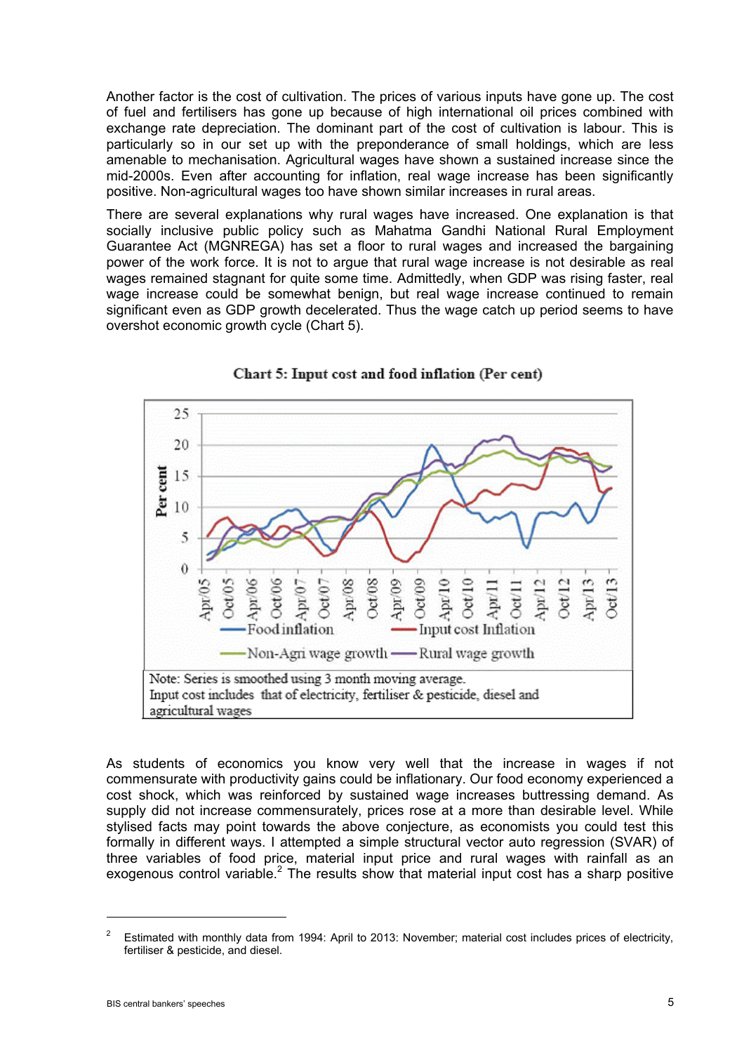Another factor is the cost of cultivation. The prices of various inputs have gone up. The cost of fuel and fertilisers has gone up because of high international oil prices combined with exchange rate depreciation. The dominant part of the cost of cultivation is labour. This is particularly so in our set up with the preponderance of small holdings, which are less amenable to mechanisation. Agricultural wages have shown a sustained increase since the mid-2000s. Even after accounting for inflation, real wage increase has been significantly positive. Non-agricultural wages too have shown similar increases in rural areas.

There are several explanations why rural wages have increased. One explanation is that socially inclusive public policy such as Mahatma Gandhi National Rural Employment Guarantee Act (MGNREGA) has set a floor to rural wages and increased the bargaining power of the work force. It is not to argue that rural wage increase is not desirable as real wages remained stagnant for quite some time. Admittedly, when GDP was rising faster, real wage increase could be somewhat benign, but real wage increase continued to remain significant even as GDP growth decelerated. Thus the wage catch up period seems to have overshot economic growth cycle (Chart 5).

**Chart 5: Input cost and food inflation (Per cent)**

Note: Series is smoothed using 3 month moving average.
Input cost includes that of electricity, fertiliser & pesticide, diesel and agricultural wages

As students of economics you know very well that the increase in wages if not commensurate with productivity gains could be inflationary. Our food economy experienced a cost shock, which was reinforced by sustained wage increases buttressing demand. As supply did not increase commensurately, prices rose at a more than desirable level. While stylised facts may point towards the above conjecture, as economists you could test this formally in different ways. I attempted a simple structural vector auto regression (SVAR) of three variables of food price, material input price and rural wages with rainfall as an exogenous control variable.[2] The results show that material input cost has a sharp positive

---

[2] Estimated with monthly data from 1994: April to 2013: November; material cost includes prices of electricity, fertiliser & pesticide, and diesel.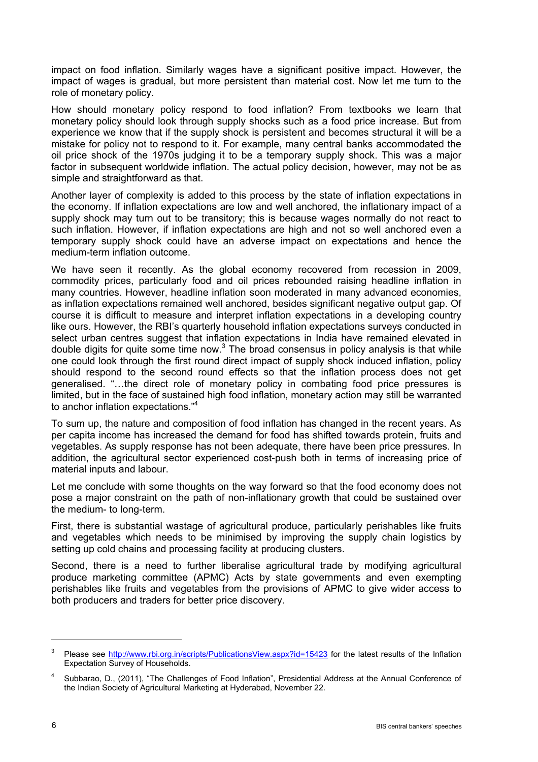impact on food inflation. Similarly wages have a significant positive impact. However, the impact of wages is gradual, but more persistent than material cost. Now let me turn to the role of monetary policy.

How should monetary policy respond to food inflation? From textbooks we learn that monetary policy should look through supply shocks such as a food price increase. But from experience we know that if the supply shock is persistent and becomes structural it will be a mistake for policy not to respond to it. For example, many central banks accommodated the oil price shock of the 1970s judging it to be a temporary supply shock. This was a major factor in subsequent worldwide inflation. The actual policy decision, however, may not be as simple and straightforward as that.

Another layer of complexity is added to this process by the state of inflation expectations in the economy. If inflation expectations are low and well anchored, the inflationary impact of a supply shock may turn out to be transitory; this is because wages normally do not react to such inflation. However, if inflation expectations are high and not so well anchored even a temporary supply shock could have an adverse impact on expectations and hence the medium-term inflation outcome.

We have seen it recently. As the global economy recovered from recession in 2009, commodity prices, particularly food and oil prices rebounded raising headline inflation in many countries. However, headline inflation soon moderated in many advanced economies, as inflation expectations remained well anchored, besides significant negative output gap. Of course it is difficult to measure and interpret inflation expectations in a developing country like ours. However, the RBI's quarterly household inflation expectations surveys conducted in select urban centres suggest that inflation expectations in India have remained elevated in double digits for quite some time now.[3] The broad consensus in policy analysis is that while one could look through the first round direct impact of supply shock induced inflation, policy should respond to the second round effects so that the inflation process does not get generalised. "…the direct role of monetary policy in combating food price pressures is limited, but in the face of sustained high food inflation, monetary action may still be warranted to anchor inflation expectations."[4]

To sum up, the nature and composition of food inflation has changed in the recent years. As per capita income has increased the demand for food has shifted towards protein, fruits and vegetables. As supply response has not been adequate, there have been price pressures. In addition, the agricultural sector experienced cost-push both in terms of increasing price of material inputs and labour.

Let me conclude with some thoughts on the way forward so that the food economy does not pose a major constraint on the path of non-inflationary growth that could be sustained over the medium- to long-term.

First, there is substantial wastage of agricultural produce, particularly perishables like fruits and vegetables which needs to be minimised by improving the supply chain logistics by setting up cold chains and processing facility at producing clusters.

Second, there is a need to further liberalise agricultural trade by modifying agricultural produce marketing committee (APMC) Acts by state governments and even exempting perishables like fruits and vegetables from the provisions of APMC to give wider access to both producers and traders for better price discovery.

---

[3] Please see http://www.rbi.org.in/scripts/PublicationsView.aspx?id=15423 for the latest results of the Inflation Expectation Survey of Households.

[4] Subbarao, D., (2011), "The Challenges of Food Inflation", Presidential Address at the Annual Conference of the Indian Society of Agricultural Marketing at Hyderabad, November 22.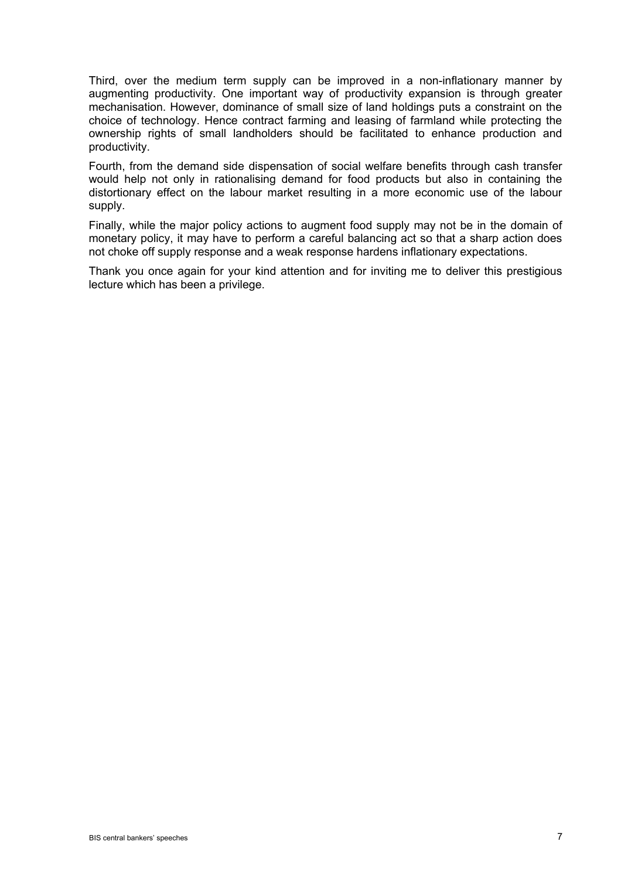Third, over the medium term supply can be improved in a non-inflationary manner by augmenting productivity. One important way of productivity expansion is through greater mechanisation. However, dominance of small size of land holdings puts a constraint on the choice of technology. Hence contract farming and leasing of farmland while protecting the ownership rights of small landholders should be facilitated to enhance production and productivity.

Fourth, from the demand side dispensation of social welfare benefits through cash transfer would help not only in rationalising demand for food products but also in containing the distortionary effect on the labour market resulting in a more economic use of the labour supply.

Finally, while the major policy actions to augment food supply may not be in the domain of monetary policy, it may have to perform a careful balancing act so that a sharp action does not choke off supply response and a weak response hardens inflationary expectations.

Thank you once again for your kind attention and for inviting me to deliver this prestigious lecture which has been a privilege.